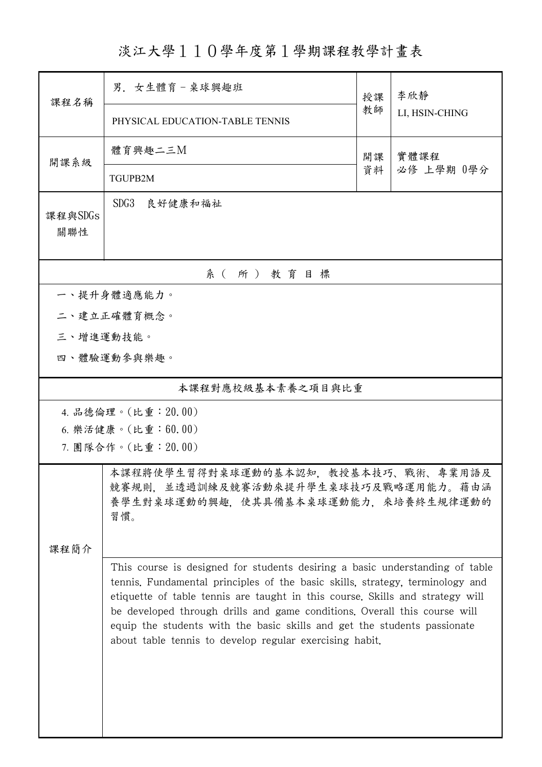# 淡江大學１１０學年度第１學期課程教學計畫表

| 課程名稱 | 男．女生體育－桌球興趣班<br>PHYSICAL EDUCATION-TABLE TENNIS | 授課教師 | 李欣靜<br>LI, HSIN-CHING |
|---|---|---|---|
| 開課系級 | 體育興趣二三Ｍ<br>TGUPB2M | 開課資料 | 實體課程<br>必修 上學期 0學分 |
| 課程與SDGs關聯性 | SDG3 良好健康和福祉 | | |

## 系（所）教育目標

一、提升身體適應能力。

二、建立正確體育概念。

三、增進運動技能。

四、體驗運動參與樂趣。

## 本課程對應校級基本素養之項目與比重

4. 品德倫理。(比重：20.00)
6. 樂活健康。(比重：60.00)
7. 團隊合作。(比重：20.00)

## 課程簡介

本課程將使學生習得對桌球運動的基本認知，教授基本技巧、戰術、專業用語及競賽規則，並透過訓練及競賽活動來提升學生桌球技巧及戰略運用能力。藉由涵養學生對桌球運動的興趣，使其具備基本桌球運動能力，來培養終生規律運動的習慣。

This course is designed for students desiring a basic understanding of table tennis. Fundamental principles of the basic skills, strategy, terminology and etiquette of table tennis are taught in this course. Skills and strategy will be developed through drills and game conditions. Overall this course will equip the students with the basic skills and get the students passionate about table tennis to develop regular exercising habit.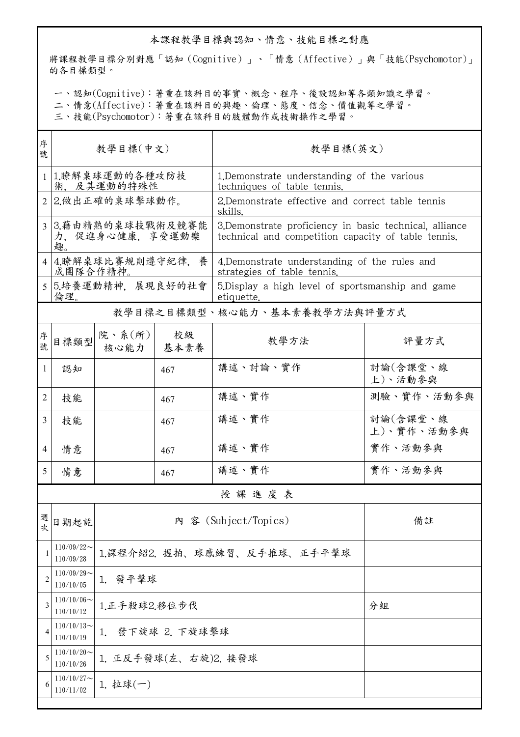## 本課程教學目標與認知、情意、技能目標之對應

將課程教學目標分別對應「認知（Cognitive）」、「情意（Affective）」與「技能(Psychomotor)」的各目標類型。

一、認知(Cognitive)：著重在該科目的事實、概念、程序、後設認知等各類知識之學習。
二、情意(Affective)：著重在該科目的興趣、倫理、態度、信念、價值觀等之學習。
三、技能(Psychomotor)：著重在該科目的肢體動作或技術操作之學習。

| 序號 | 教學目標(中文) | 教學目標(英文) |
|---|---|---|
| 1 | 1.瞭解桌球運動的各種攻防技術，及其運動的特殊性 | 1.Demonstrate understanding of the various techniques of table tennis. |
| 2 | 2.做出正確的桌球擊球動作。 | 2.Demonstrate effective and correct table tennis skills. |
| 3 | 3.藉由精熟的桌球技戰術及競賽能力，促進身心健康，享受運動樂趣。 | 3.Demonstrate proficiency in basic technical, alliance technical and competition capacity of table tennis. |
| 4 | 4.瞭解桌球比賽規則遵守紀律，養成團隊合作精神。 | 4.Demonstrate understanding of the rules and strategies of table tennis. |
| 5 | 5.培養運動精神，展現良好的社會倫理。 | 5.Display a high level of sportsmanship and game etiquette. |

## 教學目標之目標類型、核心能力、基本素養教學方法與評量方式

| 序號 | 目標類型 | 院、系(所)核心能力 | 校級基本素養 | 教學方法 | 評量方式 |
|---|---|---|---|---|---|
| 1 | 認知 | | 467 | 講述、討論、實作 | 討論(含課堂、線上)、活動參與 |
| 2 | 技能 | | 467 | 講述、實作 | 測驗、實作、活動參與 |
| 3 | 技能 | | 467 | 講述、實作 | 討論(含課堂、線上)、實作、活動參與 |
| 4 | 情意 | | 467 | 講述、實作 | 實作、活動參與 |
| 5 | 情意 | | 467 | 講述、實作 | 實作、活動參與 |

## 授課進度表

| 週次 | 日期起訖 | 內 容 (Subject/Topics) | 備註 |
|---|---|---|---|
| 1 | 110/09/22～110/09/28 | 1.課程介紹2. 握拍、球感練習、反手推球、正手平擊球 | |
| 2 | 110/09/29～110/10/05 | 1. 發平擊球 | |
| 3 | 110/10/06～110/10/12 | 1.正手殺球2.移位步伐 | 分組 |
| 4 | 110/10/13～110/10/19 | 1. 發下旋球 2. 下旋球擊球 | |
| 5 | 110/10/20～110/10/26 | 1. 正反手發球(左、右旋)2. 接發球 | |
| 6 | 110/10/27～110/11/02 | 1. 拉球(一) | |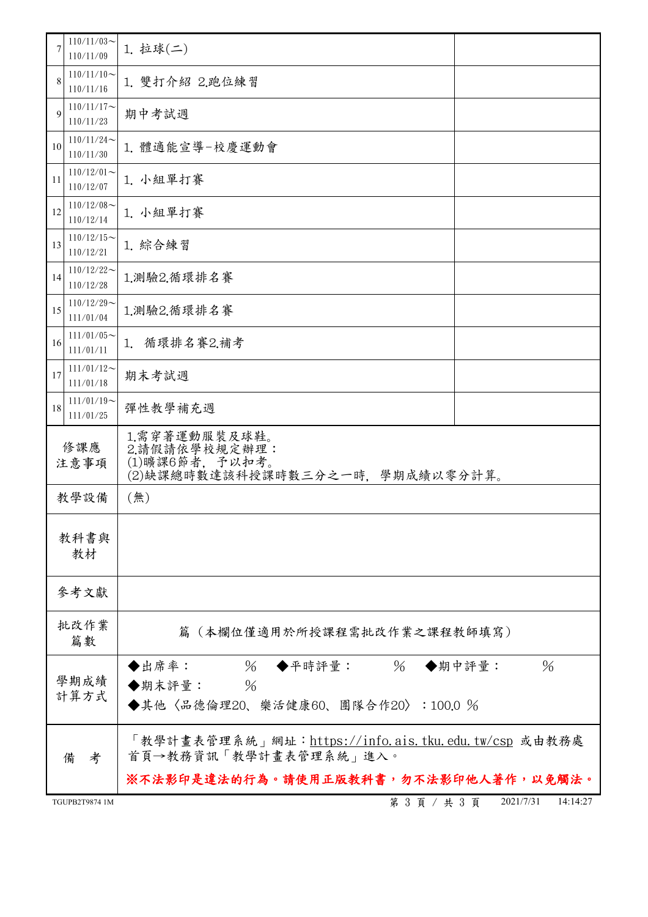| | | | |
|---|---|---|---|
| 7 | 110/11/03～110/11/09 | 1. 拉球(二) | |
| 8 | 110/11/10～110/11/16 | 1. 雙打介紹 2.跑位練習 | |
| 9 | 110/11/17～110/11/23 | 期中考試週 | |
| 10 | 110/11/24～110/11/30 | 1. 體適能宣導-校慶運動會 | |
| 11 | 110/12/01～110/12/07 | 1. 小組單打賽 | |
| 12 | 110/12/08～110/12/14 | 1. 小組單打賽 | |
| 13 | 110/12/15～110/12/21 | 1. 綜合練習 | |
| 14 | 110/12/22～110/12/28 | 1.測驗2.循環排名賽 | |
| 15 | 110/12/29～111/01/04 | 1.測驗2.循環排名賽 | |
| 16 | 111/01/05～111/01/11 | 1. 循環排名賽2.補考 | |
| 17 | 111/01/12～111/01/18 | 期末考試週 | |
| 18 | 111/01/19～111/01/25 | 彈性教學補充週 | |

| | |
|---|---|
| 修課應注意事項 | 1.需穿著運動服裝及球鞋。<br>2.請假請依學校規定辦理：<br>(1)曠課6節者，予以扣考。<br>(2)缺課總時數達該科授課時數三分之一時，學期成績以零分計算。 |
| 教學設備 | (無) |
| 教科書與教材 | |
| 參考文獻 | |
| 批改作業篇數 | 篇（本欄位僅適用於所授課程需批改作業之課程教師填寫） |
| 學期成績計算方式 | ◆出席率： ％ ◆平時評量： ％ ◆期中評量： ％<br>◆期末評量： ％<br>◆其他〈品德倫理20、樂活健康60、團隊合作20〉：100.0 ％ |
| 備考 | 「教學計畫表管理系統」網址：https://info.ais.tku.edu.tw/csp 或由教務處首頁→教務資訊「教學計畫表管理系統」進入。<br>**※不法影印是違法的行為。請使用正版教科書，勿不法影印他人著作，以免觸法。** |

TGUPB2T9874 1M 2021/7/31 14:14:27